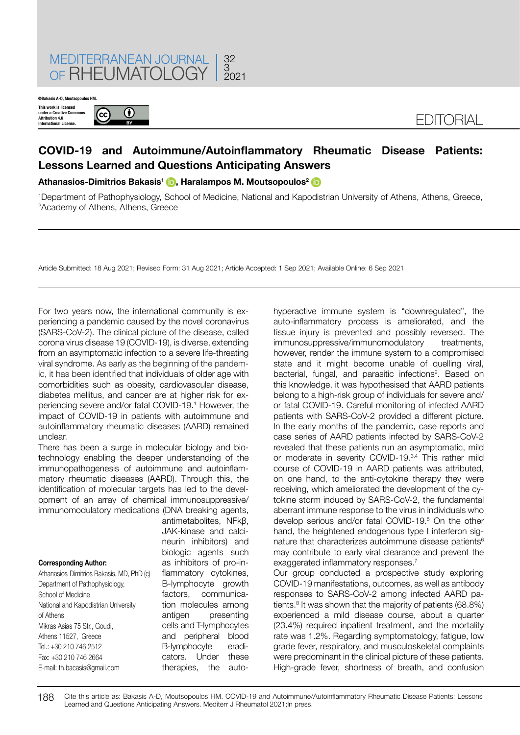©Bakasis A-D, Moutsopoulos HM.

This work is licensed under a Creative Commons Attribution 4.0 International License.

EDITORIAL

# COVID-19 and Autoimmune/Autoinflammatory Rheumatic Disease Patients: Lessons Learned and Questions Anticipating Answers

**Athanasios-Dimitrios Bakasis[1], Haralampos M. Moutsopoulos[2]**

[1]Department of Pathophysiology, School of Medicine, National and Kapodistrian University of Athens, Athens, Greece, [2]Academy of Athens, Athens, Greece

Article Submitted: 18 Aug 2021; Revised Form: 31 Aug 2021; Article Accepted: 1 Sep 2021; Available Online: 6 Sep 2021

For two years now, the international community is experiencing a pandemic caused by the novel coronavirus (SARS-CoV-2). The clinical picture of the disease, called corona virus disease 19 (COVID-19), is diverse, extending from an asymptomatic infection to a severe life-threating viral syndrome. As early as the beginning of the pandemic, it has been identified that individuals of older age with comorbidities such as obesity, cardiovascular disease, diabetes mellitus, and cancer are at higher risk for experiencing severe and/or fatal COVID-19.[1] However, the impact of COVID-19 in patients with autoimmune and autoinflammatory rheumatic diseases (AARD) remained unclear.

There has been a surge in molecular biology and biotechnology enabling the deeper understanding of the immunopathogenesis of autoimmune and autoinflammatory rheumatic diseases (AARD). Through this, the identification of molecular targets has led to the development of an array of chemical immunosuppressive/immunomodulatory medications (DNA breaking agents, antimetabolites, NFkβ, JAK-kinase and calcineurin inhibitors) and biologic agents such as inhibitors of pro-inflammatory cytokines, B-lymphocyte growth factors, communication molecules among antigen presenting cells and T-lymphocytes and peripheral blood B-lymphocyte eradicators. Under these therapies, the auto-hyperactive immune system is "downregulated", the auto-inflammatory process is ameliorated, and the tissue injury is prevented and possibly reversed. The immunosuppressive/immunomodulatory treatments, however, render the immune system to a compromised state and it might become unable of quelling viral, bacterial, fungal, and parasitic infections[2]. Based on this knowledge, it was hypothesised that AARD patients belong to a high-risk group of individuals for severe and/or fatal COVID-19. Careful monitoring of infected AARD patients with SARS-CoV-2 provided a different picture. In the early months of the pandemic, case reports and case series of AARD patients infected by SARS-CoV-2 revealed that these patients run an asymptomatic, mild or moderate in severity COVID-19.[3,4] This rather mild course of COVID-19 in AARD patients was attributed, on one hand, to the anti-cytokine therapy they were receiving, which ameliorated the development of the cytokine storm induced by SARS-CoV-2, the fundamental aberrant immune response to the virus in individuals who develop serious and/or fatal COVID-19.[5] On the other hand, the heightened endogenous type I interferon signature that characterizes autoimmune disease patients[6] may contribute to early viral clearance and prevent the exaggerated inflammatory responses.[7]

Our group conducted a prospective study exploring COVID-19 manifestations, outcomes, as well as antibody responses to SARS-CoV-2 among infected AARD patients.[8] It was shown that the majority of patients (68.8%) experienced a mild disease course, about a quarter (23.4%) required inpatient treatment, and the mortality rate was 1.2%. Regarding symptomatology, fatigue, low grade fever, respiratory, and musculoskeletal complaints were predominant in the clinical picture of these patients. High-grade fever, shortness of breath, and confusion

**Corresponding Author:**
Athanasios-Dimitrios Bakasis, MD, PhD (c)
Department of Pathophysiology,
School of Medicine
National and Kapodistrian University of Athens
Mikras Asias 75 Str., Goudi,
Athens 11527, Greece
Tel.: +30 210 746 2512
Fax: +30 210 746 2664
E-mail: th.bacasis@gmail.com

Cite this article as: Bakasis A-D, Moutsopoulos HM. COVID-19 and Autoimmune/Autoinflammatory Rheumatic Disease Patients: Lessons Learned and Questions Anticipating Answers. Mediterr J Rheumatol 2021;In press.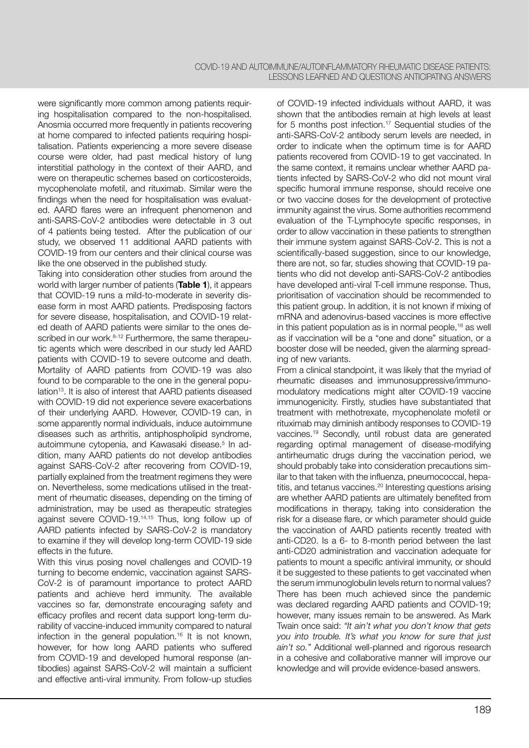were significantly more common among patients requiring hospitalisation compared to the non-hospitalised. Anosmia occurred more frequently in patients recovering at home compared to infected patients requiring hospitalisation. Patients experiencing a more severe disease course were older, had past medical history of lung interstitial pathology in the context of their AARD, and were on therapeutic schemes based on corticosteroids, mycophenolate mofetil, and rituximab. Similar were the findings when the need for hospitalisation was evaluated. AARD flares were an infrequent phenomenon and anti-SARS-CoV-2 antibodies were detectable in 3 out of 4 patients being tested. After the publication of our study, we observed 11 additional AARD patients with COVID-19 from our centers and their clinical course was like the one observed in the published study.

Taking into consideration other studies from around the world with larger number of patients (**Table 1**), it appears that COVID-19 runs a mild-to-moderate in severity disease form in most AARD patients. Predisposing factors for severe disease, hospitalisation, and COVID-19 related death of AARD patients were similar to the ones described in our work.[8-12] Furthermore, the same therapeutic agents which were described in our study led AARD patients with COVID-19 to severe outcome and death. Mortality of AARD patients from COVID-19 was also found to be comparable to the one in the general population[13]. It is also of interest that AARD patients diseased with COVID-19 did not experience severe exacerbations of their underlying AARD. However, COVID-19 can, in some apparently normal individuals, induce autoimmune diseases such as arthritis, antiphospholipid syndrome, autoimmune cytopenia, and Kawasaki disease.[5] In addition, many AARD patients do not develop antibodies against SARS-CoV-2 after recovering from COVID-19, partially explained from the treatment regimens they were on. Nevertheless, some medications utilised in the treatment of rheumatic diseases, depending on the timing of administration, may be used as therapeutic strategies against severe COVID-19.[14,15] Thus, long follow up of AARD patients infected by SARS-CoV-2 is mandatory to examine if they will develop long-term COVID-19 side effects in the future.

With this virus posing novel challenges and COVID-19 turning to become endemic, vaccination against SARS-CoV-2 is of paramount importance to protect AARD patients and achieve herd immunity. The available vaccines so far, demonstrate encouraging safety and efficacy profiles and recent data support long-term durability of vaccine-induced immunity compared to natural infection in the general population.[16] It is not known, however, for how long AARD patients who suffered from COVID-19 and developed humoral response (antibodies) against SARS-CoV-2 will maintain a sufficient and effective anti-viral immunity. From follow-up studies of COVID-19 infected individuals without AARD, it was shown that the antibodies remain at high levels at least for 5 months post infection.[17] Sequential studies of the anti-SARS-CoV-2 antibody serum levels are needed, in order to indicate when the optimum time is for AARD patients recovered from COVID-19 to get vaccinated. In the same context, it remains unclear whether AARD patients infected by SARS-CoV-2 who did not mount viral specific humoral immune response, should receive one or two vaccine doses for the development of protective immunity against the virus. Some authorities recommend evaluation of the T-Lymphocyte specific responses, in order to allow vaccination in these patients to strengthen their immune system against SARS-CoV-2. This is not a scientifically-based suggestion, since to our knowledge, there are not, so far, studies showing that COVID-19 patients who did not develop anti-SARS-CoV-2 antibodies have developed anti-viral T-cell immune response. Thus, prioritisation of vaccination should be recommended to this patient group. In addition, it is not known if mixing of mRNA and adenovirus-based vaccines is more effective in this patient population as is in normal people,[18] as well as if vaccination will be a "one and done" situation, or a booster dose will be needed, given the alarming spreading of new variants.

From a clinical standpoint, it was likely that the myriad of rheumatic diseases and immunosuppressive/immunomodulatory medications might alter COVID-19 vaccine immunogenicity. Firstly, studies have substantiated that treatment with methotrexate, mycophenolate mofetil or rituximab may diminish antibody responses to COVID-19 vaccines.[19] Secondly, until robust data are generated regarding optimal management of disease-modifying antirheumatic drugs during the vaccination period, we should probably take into consideration precautions similar to that taken with the influenza, pneumococcal, hepatitis, and tetanus vaccines.[20] Interesting questions arising are whether AARD patients are ultimately benefited from modifications in therapy, taking into consideration the risk for a disease flare, or which parameter should guide the vaccination of AARD patients recently treated with anti-CD20. Is a 6- to 8-month period between the last anti-CD20 administration and vaccination adequate for patients to mount a specific antiviral immunity, or should it be suggested to these patients to get vaccinated when the serum immunoglobulin levels return to normal values?

There has been much achieved since the pandemic was declared regarding AARD patients and COVID-19; however, many issues remain to be answered. As Mark Twain once said: *"It ain't what you don't know that gets you into trouble. It's what you know for sure that just ain't so."* Additional well-planned and rigorous research in a cohesive and collaborative manner will improve our knowledge and will provide evidence-based answers.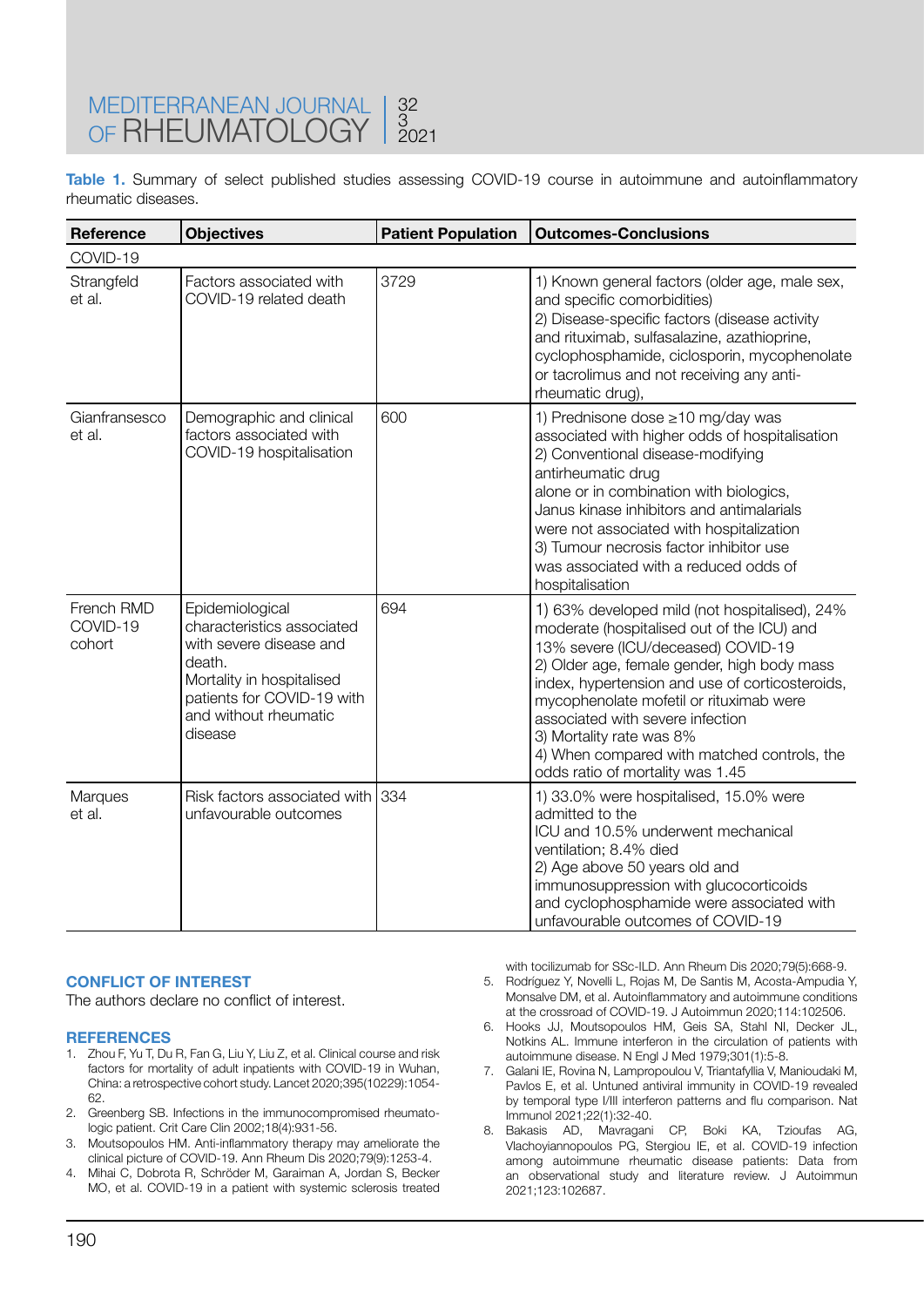**Table 1.** Summary of select published studies assessing COVID-19 course in autoimmune and autoinflammatory rheumatic diseases.

| Reference | Objectives | Patient Population | Outcomes-Conclusions |
|---|---|---|---|
| COVID-19 | | | |
| Strangfeld et al. | Factors associated with COVID-19 related death | 3729 | 1) Known general factors (older age, male sex, and specific comorbidities) 2) Disease-specific factors (disease activity and rituximab, sulfasalazine, azathioprine, cyclophosphamide, ciclosporin, mycophenolate or tacrolimus and not receiving any anti-rheumatic drug), |
| Gianfransesco et al. | Demographic and clinical factors associated with COVID-19 hospitalisation | 600 | 1) Prednisone dose ≥10 mg/day was associated with higher odds of hospitalisation 2) Conventional disease-modifying antirheumatic drug alone or in combination with biologics, Janus kinase inhibitors and antimalarials were not associated with hospitalization 3) Tumour necrosis factor inhibitor use was associated with a reduced odds of hospitalisation |
| French RMD COVID-19 cohort | Epidemiological characteristics associated with severe disease and death. Mortality in hospitalised patients for COVID-19 with and without rheumatic disease | 694 | 1) 63% developed mild (not hospitalised), 24% moderate (hospitalised out of the ICU) and 13% severe (ICU/deceased) COVID-19 2) Older age, female gender, high body mass index, hypertension and use of corticosteroids, mycophenolate mofetil or rituximab were associated with severe infection 3) Mortality rate was 8% 4) When compared with matched controls, the odds ratio of mortality was 1.45 |
| Marques et al. | Risk factors associated with unfavourable outcomes | 334 | 1) 33.0% were hospitalised, 15.0% were admitted to the ICU and 10.5% underwent mechanical ventilation; 8.4% died 2) Age above 50 years old and immunosuppression with glucocorticoids and cyclophosphamide were associated with unfavourable outcomes of COVID-19 |

## CONFLICT OF INTEREST

The authors declare no conflict of interest.

## REFERENCES

1. Zhou F, Yu T, Du R, Fan G, Liu Y, Liu Z, et al. Clinical course and risk factors for mortality of adult inpatients with COVID-19 in Wuhan, China: a retrospective cohort study. Lancet 2020;395(10229):1054-62.
2. Greenberg SB. Infections in the immunocompromised rheumatologic patient. Crit Care Clin 2002;18(4):931-56.
3. Moutsopoulos HM. Anti-inflammatory therapy may ameliorate the clinical picture of COVID-19. Ann Rheum Dis 2020;79(9):1253-4.
4. Mihai C, Dobrota R, Schröder M, Garaiman A, Jordan S, Becker MO, et al. COVID-19 in a patient with systemic sclerosis treated with tocilizumab for SSc-ILD. Ann Rheum Dis 2020;79(5):668-9.
5. Rodríguez Y, Novelli L, Rojas M, De Santis M, Acosta-Ampudia Y, Monsalve DM, et al. Autoinflammatory and autoimmune conditions at the crossroad of COVID-19. J Autoimmun 2020;114:102506.
6. Hooks JJ, Moutsopoulos HM, Geis SA, Stahl NI, Decker JL, Notkins AL. Immune interferon in the circulation of patients with autoimmune disease. N Engl J Med 1979;301(1):5-8.
7. Galani IE, Rovina N, Lampropoulou V, Triantafyllia V, Manioudaki M, Pavlos E, et al. Untuned antiviral immunity in COVID-19 revealed by temporal type I/III interferon patterns and flu comparison. Nat Immunol 2021;22(1):32-40.
8. Bakasis AD, Mavragani CP, Boki KA, Tzioufas AG, Vlachoyiannopoulos PG, Stergiou IE, et al. COVID-19 infection among autoimmune rheumatic disease patients: Data from an observational study and literature review. J Autoimmun 2021;123:102687.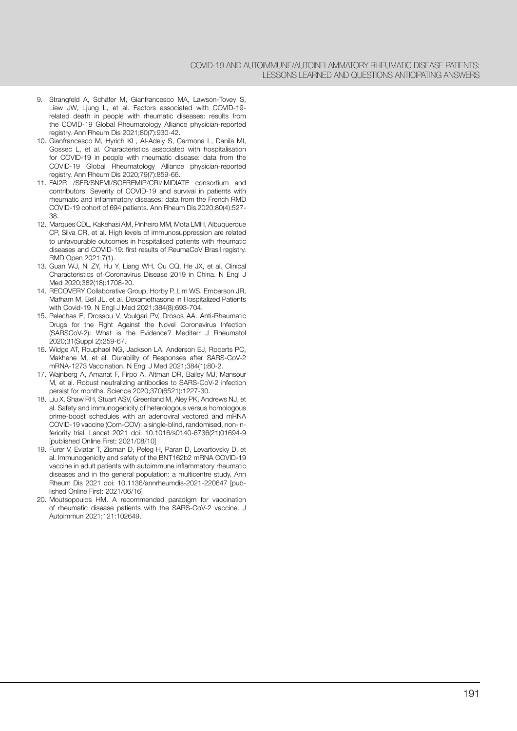9. Strangfeld A, Schäfer M, Gianfrancesco MA, Lawson-Tovey S, Liew JW, Ljung L, et al. Factors associated with COVID-19-related death in people with rheumatic diseases: results from the COVID-19 Global Rheumatology Alliance physician-reported registry. Ann Rheum Dis 2021;80(7):930-42.
10. Gianfrancesco M, Hyrich KL, Al-Adely S, Carmona L, Danila MI, Gossec L, et al. Characteristics associated with hospitalisation for COVID-19 in people with rheumatic disease: data from the COVID-19 Global Rheumatology Alliance physician-reported registry. Ann Rheum Dis 2020;79(7):859-66.
11. FAI2R /SFR/SNFMI/SOFREMIP/CRI/IMIDIATE consortium and contributors. Severity of COVID-19 and survival in patients with rheumatic and inflammatory diseases: data from the French RMD COVID-19 cohort of 694 patients. Ann Rheum Dis 2020;80(4):527-38.
12. Marques CDL, Kakehasi AM, Pinheiro MM, Mota LMH, Albuquerque CP, Silva CR, et al. High levels of immunosuppression are related to unfavourable outcomes in hospitalised patients with rheumatic diseases and COVID-19: first results of ReumaCoV Brasil registry. RMD Open 2021;7(1).
13. Guan WJ, Ni ZY, Hu Y, Liang WH, Ou CQ, He JX, et al. Clinical Characteristics of Coronavirus Disease 2019 in China. N Engl J Med 2020;382(18):1708-20.
14. RECOVERY Collaborative Group, Horby P, Lim WS, Emberson JR, Mafham M, Bell JL, et al. Dexamethasone in Hospitalized Patients with Covid-19. N Engl J Med 2021;384(8):693-704.
15. Pelechas E, Drossou V, Voulgari PV, Drosos AA. Anti-Rheumatic Drugs for the Fight Against the Novel Coronavirus Infection (SARSCoV-2): What is the Evidence? Mediterr J Rheumatol 2020;31(Suppl 2):259-67.
16. Widge AT, Rouphael NG, Jackson LA, Anderson EJ, Roberts PC, Makhene M, et al. Durability of Responses after SARS-CoV-2 mRNA-1273 Vaccination. N Engl J Med 2021;384(1):80-2.
17. Wajnberg A, Amanat F, Firpo A, Altman DR, Bailey MJ, Mansour M, et al. Robust neutralizing antibodies to SARS-CoV-2 infection persist for months. Science 2020;370(6521):1227-30.
18. Liu X, Shaw RH, Stuart ASV, Greenland M, Aley PK, Andrews NJ, et al. Safety and immunogenicity of heterologous versus homologous prime-boost schedules with an adenoviral vectored and mRNA COVID-19 vaccine (Com-COV): a single-blind, randomised, non-inferiority trial. Lancet 2021 doi: 10.1016/s0140-6736(21)01694-9 [published Online First: 2021/08/10]
19. Furer V, Eviatar T, Zisman D, Peleg H, Paran D, Levartovsky D, et al. Immunogenicity and safety of the BNT162b2 mRNA COVID-19 vaccine in adult patients with autoimmune inflammatory rheumatic diseases and in the general population: a multicentre study. Ann Rheum Dis 2021 doi: 10.1136/annrheumdis-2021-220647 [published Online First: 2021/06/16]
20. Moutsopoulos HM. A recommended paradigm for vaccination of rheumatic disease patients with the SARS-CoV-2 vaccine. J Autoimmun 2021;121:102649.